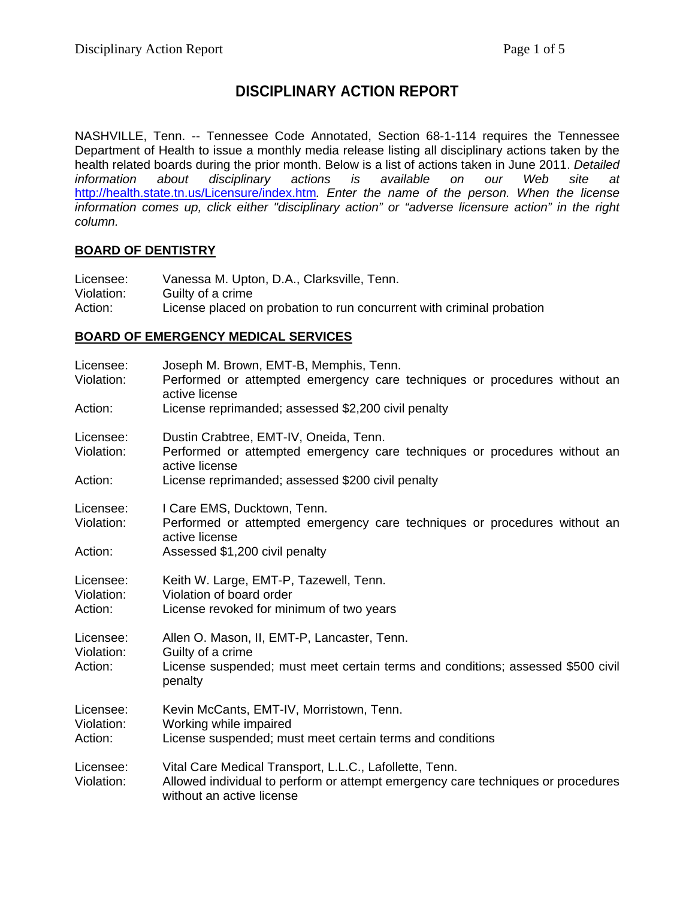# DISCIPLINARY ACTION REPORT

NASHVILLE, Tenn. -- Tennessee Code Annotated, Section 68-1-114 requires the Tennessee Department of Health to issue a monthly media release listing all disciplinary actions taken by the health related boards during the prior month. Below is a list of actions taken in June 2011. *Detailed information about disciplinary actions is available on our Web site at* http://health.state.tn.us/Licensure/index.htm*. Enter the name of the person. When the license information comes up, click either "disciplinary action" or "adverse licensure action" in the right column.*

## BOARD OF DENTISTRY

Licensee: Vanessa M. Upton, D.A., Clarksville, Tenn.
Violation: Guilty of a crime
Action: License placed on probation to run concurrent with criminal probation

## BOARD OF EMERGENCY MEDICAL SERVICES

Licensee: Joseph M. Brown, EMT-B, Memphis, Tenn.
Violation: Performed or attempted emergency care techniques or procedures without an active license
Action: License reprimanded; assessed $2,200 civil penalty

Licensee: Dustin Crabtree, EMT-IV, Oneida, Tenn.
Violation: Performed or attempted emergency care techniques or procedures without an active license
Action: License reprimanded; assessed $200 civil penalty

Licensee: I Care EMS, Ducktown, Tenn.
Violation: Performed or attempted emergency care techniques or procedures without an active license
Action: Assessed $1,200 civil penalty

Licensee: Keith W. Large, EMT-P, Tazewell, Tenn.
Violation: Violation of board order
Action: License revoked for minimum of two years

Licensee: Allen O. Mason, II, EMT-P, Lancaster, Tenn.
Violation: Guilty of a crime
Action: License suspended; must meet certain terms and conditions; assessed $500 civil penalty

Licensee: Kevin McCants, EMT-IV, Morristown, Tenn.
Violation: Working while impaired
Action: License suspended; must meet certain terms and conditions

Licensee: Vital Care Medical Transport, L.L.C., Lafollette, Tenn.
Violation: Allowed individual to perform or attempt emergency care techniques or procedures without an active license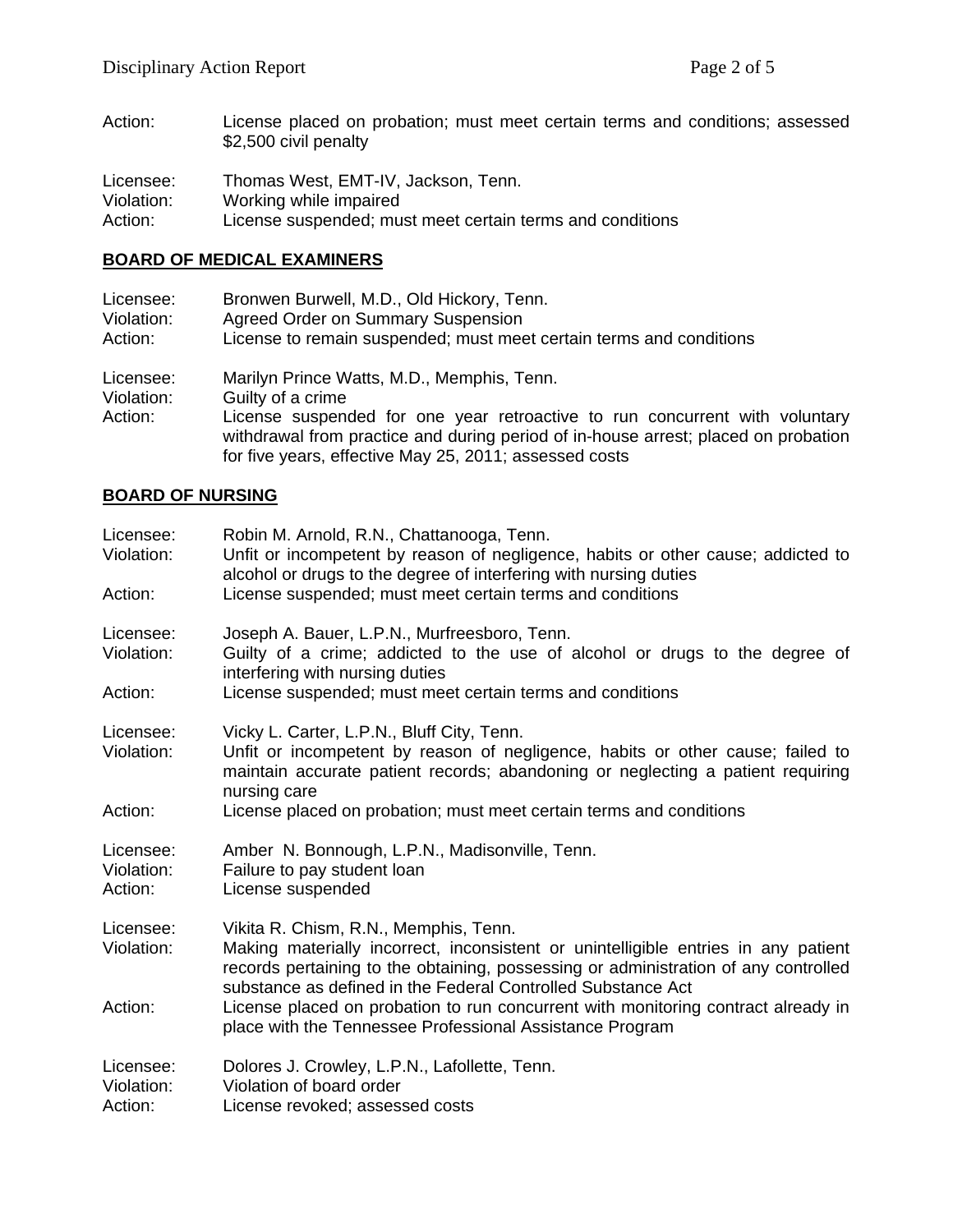Action: License placed on probation; must meet certain terms and conditions; assessed $2,500 civil penalty

Licensee: Thomas West, EMT-IV, Jackson, Tenn.
Violation: Working while impaired
Action: License suspended; must meet certain terms and conditions

## BOARD OF MEDICAL EXAMINERS

Licensee: Bronwen Burwell, M.D., Old Hickory, Tenn.
Violation: Agreed Order on Summary Suspension
Action: License to remain suspended; must meet certain terms and conditions

Licensee: Marilyn Prince Watts, M.D., Memphis, Tenn.
Violation: Guilty of a crime
Action: License suspended for one year retroactive to run concurrent with voluntary withdrawal from practice and during period of in-house arrest; placed on probation for five years, effective May 25, 2011; assessed costs

## BOARD OF NURSING

Licensee: Robin M. Arnold, R.N., Chattanooga, Tenn.
Violation: Unfit or incompetent by reason of negligence, habits or other cause; addicted to alcohol or drugs to the degree of interfering with nursing duties
Action: License suspended; must meet certain terms and conditions

Licensee: Joseph A. Bauer, L.P.N., Murfreesboro, Tenn.
Violation: Guilty of a crime; addicted to the use of alcohol or drugs to the degree of interfering with nursing duties
Action: License suspended; must meet certain terms and conditions

Licensee: Vicky L. Carter, L.P.N., Bluff City, Tenn.
Violation: Unfit or incompetent by reason of negligence, habits or other cause; failed to maintain accurate patient records; abandoning or neglecting a patient requiring nursing care
Action: License placed on probation; must meet certain terms and conditions

Licensee: Amber N. Bonnough, L.P.N., Madisonville, Tenn.
Violation: Failure to pay student loan
Action: License suspended

Licensee: Vikita R. Chism, R.N., Memphis, Tenn.
Violation: Making materially incorrect, inconsistent or unintelligible entries in any patient records pertaining to the obtaining, possessing or administration of any controlled substance as defined in the Federal Controlled Substance Act
Action: License placed on probation to run concurrent with monitoring contract already in place with the Tennessee Professional Assistance Program

Licensee: Dolores J. Crowley, L.P.N., Lafollette, Tenn.
Violation: Violation of board order
Action: License revoked; assessed costs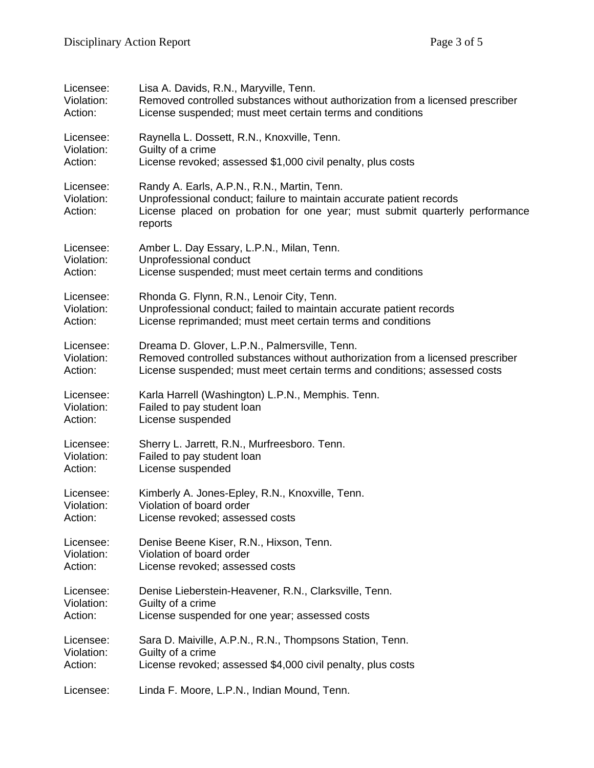Licensee: Lisa A. Davids, R.N., Maryville, Tenn.
Violation: Removed controlled substances without authorization from a licensed prescriber
Action: License suspended; must meet certain terms and conditions

Licensee: Raynella L. Dossett, R.N., Knoxville, Tenn.
Violation: Guilty of a crime
Action: License revoked; assessed $1,000 civil penalty, plus costs

Licensee: Randy A. Earls, A.P.N., R.N., Martin, Tenn.
Violation: Unprofessional conduct; failure to maintain accurate patient records
Action: License placed on probation for one year; must submit quarterly performance reports

Licensee: Amber L. Day Essary, L.P.N., Milan, Tenn.
Violation: Unprofessional conduct
Action: License suspended; must meet certain terms and conditions

Licensee: Rhonda G. Flynn, R.N., Lenoir City, Tenn.
Violation: Unprofessional conduct; failed to maintain accurate patient records
Action: License reprimanded; must meet certain terms and conditions

Licensee: Dreama D. Glover, L.P.N., Palmersville, Tenn.
Violation: Removed controlled substances without authorization from a licensed prescriber
Action: License suspended; must meet certain terms and conditions; assessed costs

Licensee: Karla Harrell (Washington) L.P.N., Memphis. Tenn.
Violation: Failed to pay student loan
Action: License suspended

Licensee: Sherry L. Jarrett, R.N., Murfreesboro. Tenn.
Violation: Failed to pay student loan
Action: License suspended

Licensee: Kimberly A. Jones-Epley, R.N., Knoxville, Tenn.
Violation: Violation of board order
Action: License revoked; assessed costs

Licensee: Denise Beene Kiser, R.N., Hixson, Tenn.
Violation: Violation of board order
Action: License revoked; assessed costs

Licensee: Denise Lieberstein-Heavener, R.N., Clarksville, Tenn.
Violation: Guilty of a crime
Action: License suspended for one year; assessed costs

Licensee: Sara D. Maiville, A.P.N., R.N., Thompsons Station, Tenn.
Violation: Guilty of a crime
Action: License revoked; assessed $4,000 civil penalty, plus costs

Licensee: Linda F. Moore, L.P.N., Indian Mound, Tenn.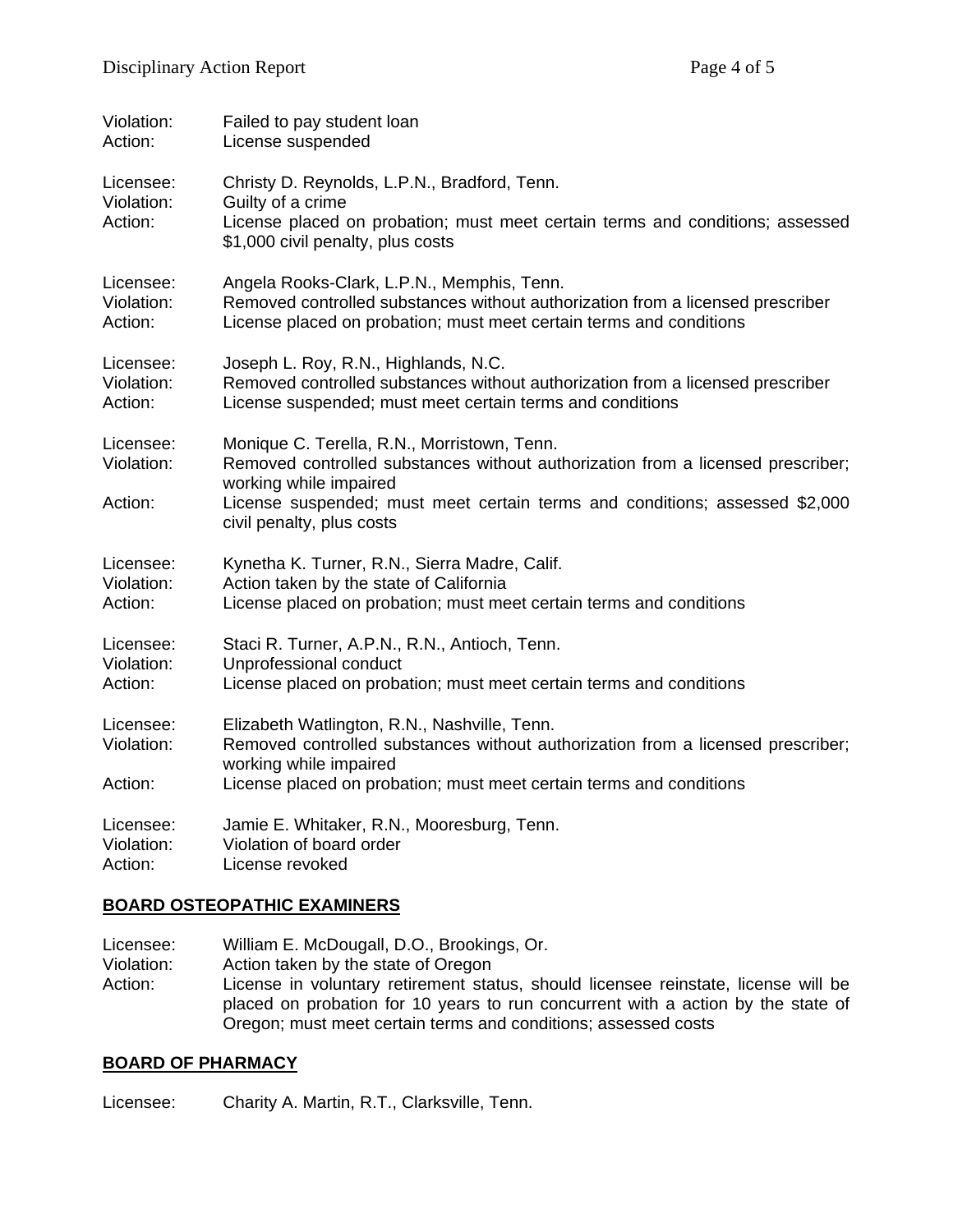Violation: Failed to pay student loan
Action: License suspended

Licensee: Christy D. Reynolds, L.P.N., Bradford, Tenn.
Violation: Guilty of a crime
Action: License placed on probation; must meet certain terms and conditions; assessed $1,000 civil penalty, plus costs

Licensee: Angela Rooks-Clark, L.P.N., Memphis, Tenn.
Violation: Removed controlled substances without authorization from a licensed prescriber
Action: License placed on probation; must meet certain terms and conditions

Licensee: Joseph L. Roy, R.N., Highlands, N.C.
Violation: Removed controlled substances without authorization from a licensed prescriber
Action: License suspended; must meet certain terms and conditions

Licensee: Monique C. Terella, R.N., Morristown, Tenn.
Violation: Removed controlled substances without authorization from a licensed prescriber; working while impaired
Action: License suspended; must meet certain terms and conditions; assessed $2,000 civil penalty, plus costs

Licensee: Kynetha K. Turner, R.N., Sierra Madre, Calif.
Violation: Action taken by the state of California
Action: License placed on probation; must meet certain terms and conditions

Licensee: Staci R. Turner, A.P.N., R.N., Antioch, Tenn.
Violation: Unprofessional conduct
Action: License placed on probation; must meet certain terms and conditions

Licensee: Elizabeth Watlington, R.N., Nashville, Tenn.
Violation: Removed controlled substances without authorization from a licensed prescriber; working while impaired
Action: License placed on probation; must meet certain terms and conditions

Licensee: Jamie E. Whitaker, R.N., Mooresburg, Tenn.
Violation: Violation of board order
Action: License revoked

## BOARD OSTEOPATHIC EXAMINERS

Licensee: William E. McDougall, D.O., Brookings, Or.
Violation: Action taken by the state of Oregon
Action: License in voluntary retirement status, should licensee reinstate, license will be placed on probation for 10 years to run concurrent with a action by the state of Oregon; must meet certain terms and conditions; assessed costs

## BOARD OF PHARMACY

Licensee: Charity A. Martin, R.T., Clarksville, Tenn.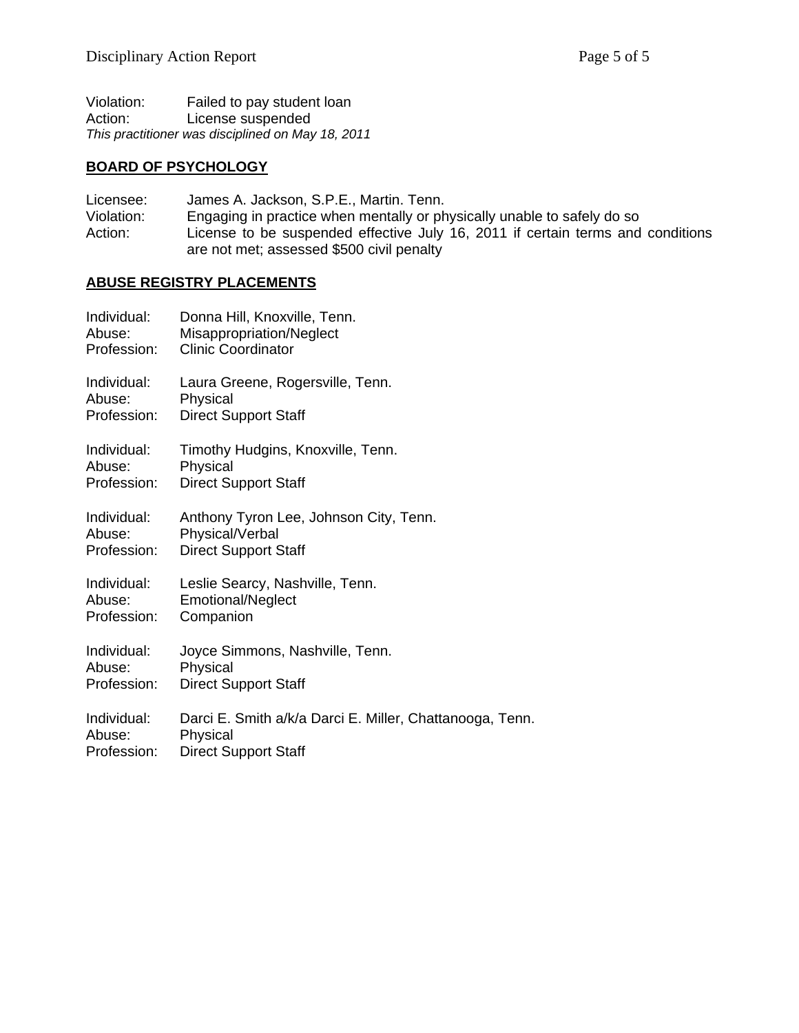Violation: Failed to pay student loan
Action: License suspended
*This practitioner was disciplined on May 18, 2011*

## **BOARD OF PSYCHOLOGY**

Licensee: James A. Jackson, S.P.E., Martin. Tenn.
Violation: Engaging in practice when mentally or physically unable to safely do so
Action: License to be suspended effective July 16, 2011 if certain terms and conditions are not met; assessed $500 civil penalty

## **ABUSE REGISTRY PLACEMENTS**

Individual: Donna Hill, Knoxville, Tenn.
Abuse: Misappropriation/Neglect
Profession: Clinic Coordinator

Individual: Laura Greene, Rogersville, Tenn.
Abuse: Physical
Profession: Direct Support Staff

Individual: Timothy Hudgins, Knoxville, Tenn.
Abuse: Physical
Profession: Direct Support Staff

Individual: Anthony Tyron Lee, Johnson City, Tenn.
Abuse: Physical/Verbal
Profession: Direct Support Staff

Individual: Leslie Searcy, Nashville, Tenn.
Abuse: Emotional/Neglect
Profession: Companion

Individual: Joyce Simmons, Nashville, Tenn.
Abuse: Physical
Profession: Direct Support Staff

Individual: Darci E. Smith a/k/a Darci E. Miller, Chattanooga, Tenn.
Abuse: Physical
Profession: Direct Support Staff